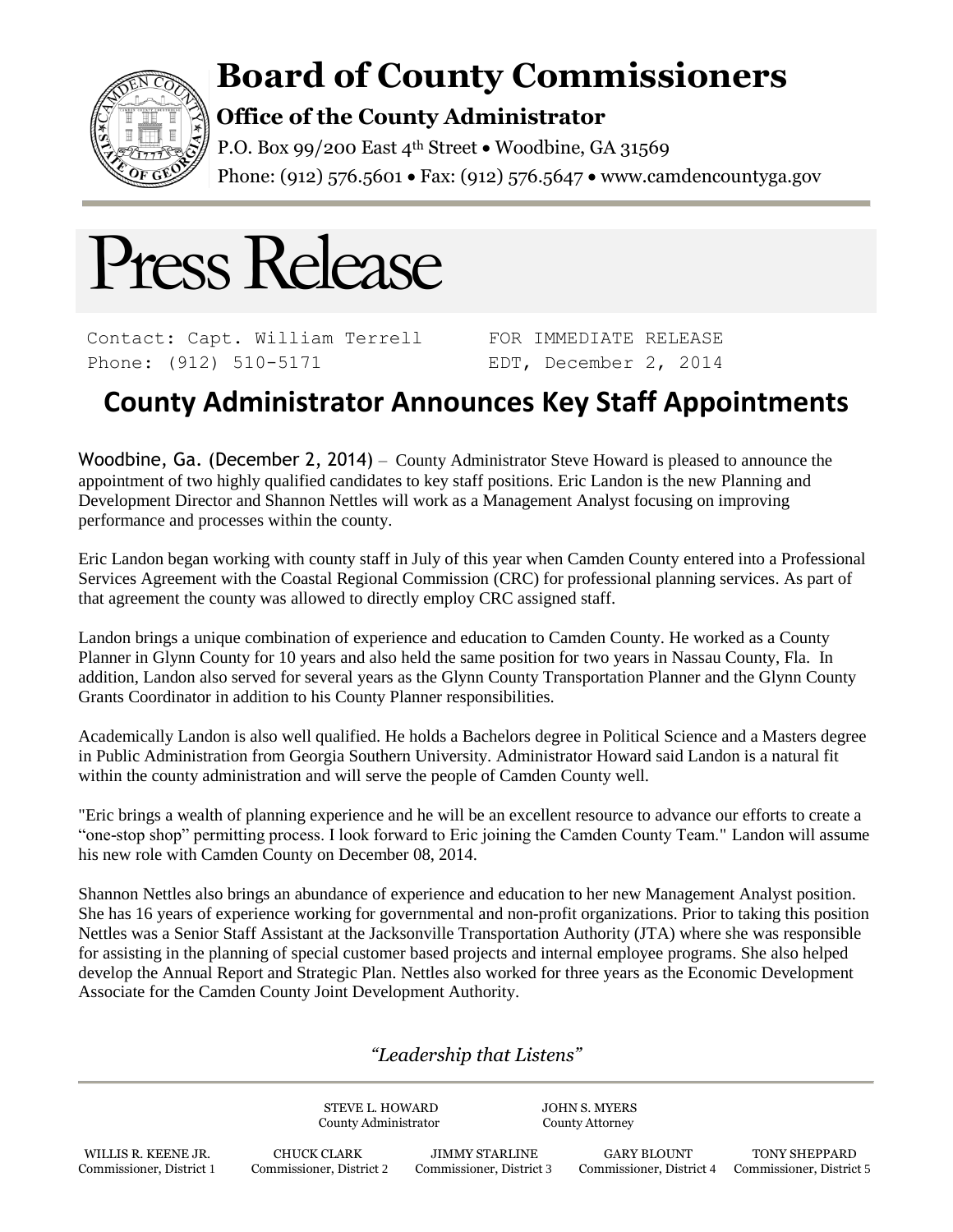# Board of County Commissioners

**Office of the County Administrator**

P.O. Box 99/200 East 4th Street • Woodbine, GA 31569

Phone: (912) 576.5601 • Fax: (912) 576.5647 • www.camdencountyga.gov

# Press Release

Contact: Capt. William Terrell
Phone: (912) 510-5171

FOR IMMEDIATE RELEASE
EDT, December 2, 2014

## County Administrator Announces Key Staff Appointments

Woodbine, Ga. (December 2, 2014) – County Administrator Steve Howard is pleased to announce the appointment of two highly qualified candidates to key staff positions. Eric Landon is the new Planning and Development Director and Shannon Nettles will work as a Management Analyst focusing on improving performance and processes within the county.

Eric Landon began working with county staff in July of this year when Camden County entered into a Professional Services Agreement with the Coastal Regional Commission (CRC) for professional planning services. As part of that agreement the county was allowed to directly employ CRC assigned staff.

Landon brings a unique combination of experience and education to Camden County. He worked as a County Planner in Glynn County for 10 years and also held the same position for two years in Nassau County, Fla. In addition, Landon also served for several years as the Glynn County Transportation Planner and the Glynn County Grants Coordinator in addition to his County Planner responsibilities.

Academically Landon is also well qualified. He holds a Bachelors degree in Political Science and a Masters degree in Public Administration from Georgia Southern University. Administrator Howard said Landon is a natural fit within the county administration and will serve the people of Camden County well.

"Eric brings a wealth of planning experience and he will be an excellent resource to advance our efforts to create a “one-stop shop” permitting process. I look forward to Eric joining the Camden County Team." Landon will assume his new role with Camden County on December 08, 2014.

Shannon Nettles also brings an abundance of experience and education to her new Management Analyst position. She has 16 years of experience working for governmental and non-profit organizations. Prior to taking this position Nettles was a Senior Staff Assistant at the Jacksonville Transportation Authority (JTA) where she was responsible for assisting in the planning of special customer based projects and internal employee programs. She also helped develop the Annual Report and Strategic Plan. Nettles also worked for three years as the Economic Development Associate for the Camden County Joint Development Authority.

*“Leadership that Listens”*

STEVE L. HOWARD, County Administrator
JOHN S. MYERS, County Attorney

WILLIS R. KEENE JR., Commissioner, District 1
CHUCK CLARK, Commissioner, District 2
JIMMY STARLINE, Commissioner, District 3
GARY BLOUNT, Commissioner, District 4
TONY SHEPPARD, Commissioner, District 5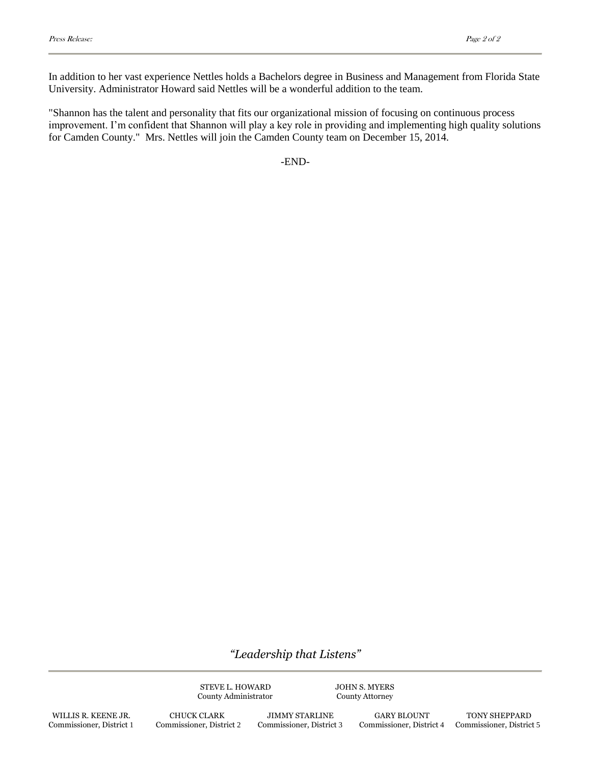In addition to her vast experience Nettles holds a Bachelors degree in Business and Management from Florida State University. Administrator Howard said Nettles will be a wonderful addition to the team.

"Shannon has the talent and personality that fits our organizational mission of focusing on continuous process improvement. I'm confident that Shannon will play a key role in providing and implementing high quality solutions for Camden County." Mrs. Nettles will join the Camden County team on December 15, 2014.

-END-

*"Leadership that Listens"*

STEVE L. HOWARD
County Administrator

JOHN S. MYERS
County Attorney

WILLIS R. KEENE JR.
Commissioner, District 1

CHUCK CLARK
Commissioner, District 2

JIMMY STARLINE
Commissioner, District 3

GARY BLOUNT
Commissioner, District 4

TONY SHEPPARD
Commissioner, District 5